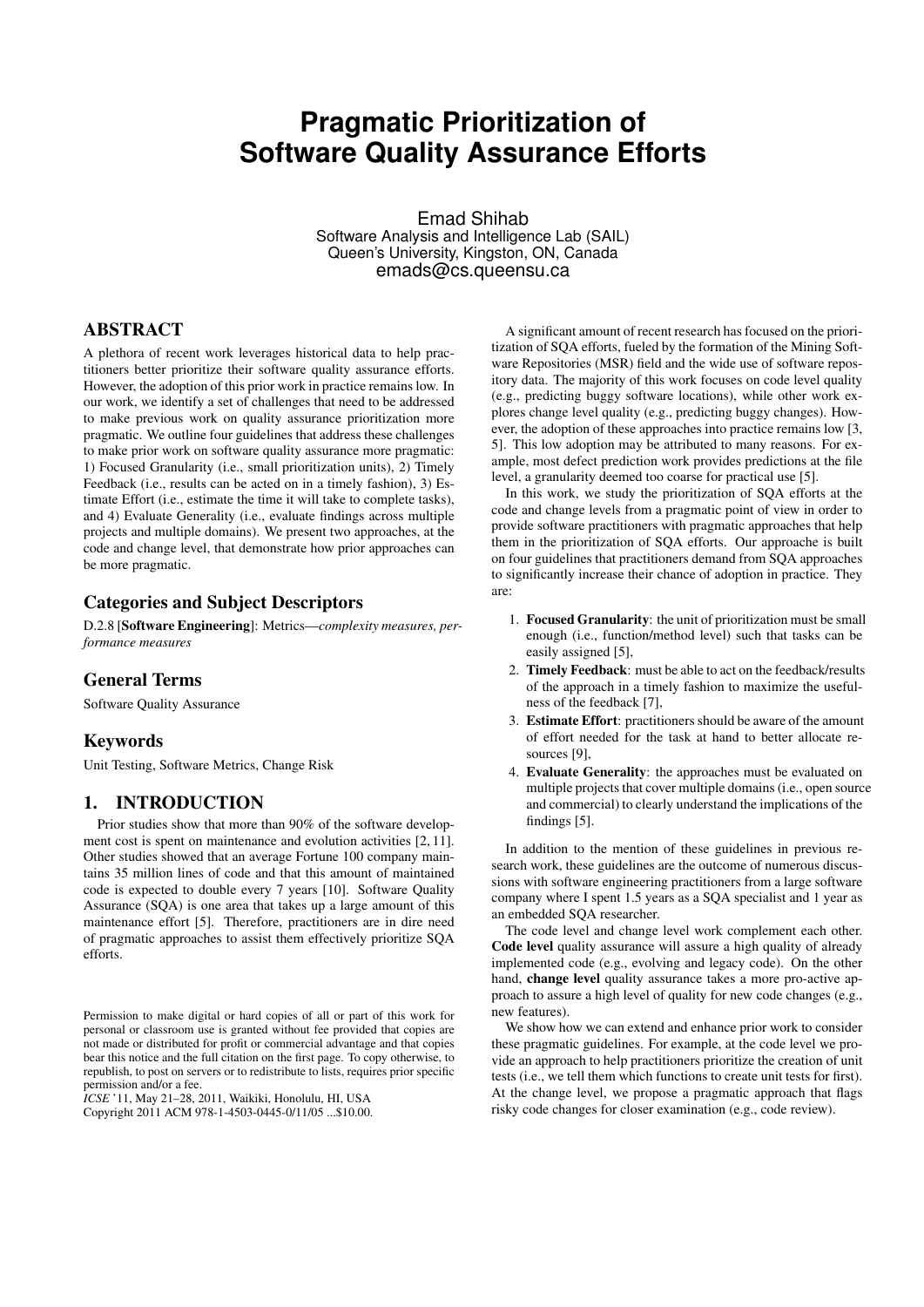# Pragmatic Prioritization of Software Quality Assurance Efforts

Emad Shihab
Software Analysis and Intelligence Lab (SAIL)
Queen's University, Kingston, ON, Canada
emads@cs.queensu.ca

## ABSTRACT

A plethora of recent work leverages historical data to help practitioners better prioritize their software quality assurance efforts. However, the adoption of this prior work in practice remains low. In our work, we identify a set of challenges that need to be addressed to make previous work on quality assurance prioritization more pragmatic. We outline four guidelines that address these challenges to make prior work on software quality assurance more pragmatic: 1) Focused Granularity (i.e., small prioritization units), 2) Timely Feedback (i.e., results can be acted on in a timely fashion), 3) Estimate Effort (i.e., estimate the time it will take to complete tasks), and 4) Evaluate Generality (i.e., evaluate findings across multiple projects and multiple domains). We present two approaches, at the code and change level, that demonstrate how prior approaches can be more pragmatic.

### Categories and Subject Descriptors

D.2.8 [**Software Engineering**]: Metrics—*complexity measures, performance measures*

### General Terms

Software Quality Assurance

### Keywords

Unit Testing, Software Metrics, Change Risk

## 1. INTRODUCTION

Prior studies show that more than 90% of the software development cost is spent on maintenance and evolution activities [2, 11]. Other studies showed that an average Fortune 100 company maintains 35 million lines of code and that this amount of maintained code is expected to double every 7 years [10]. Software Quality Assurance (SQA) is one area that takes up a large amount of this maintenance effort [5]. Therefore, practitioners are in dire need of pragmatic approaches to assist them effectively prioritize SQA efforts.

Permission to make digital or hard copies of all or part of this work for personal or classroom use is granted without fee provided that copies are not made or distributed for profit or commercial advantage and that copies bear this notice and the full citation on the first page. To copy otherwise, to republish, to post on servers or to redistribute to lists, requires prior specific permission and/or a fee.
*ICSE* '11, May 21–28, 2011, Waikiki, Honolulu, HI, USA
Copyright 2011 ACM 978-1-4503-0445-0/11/05 ...$10.00.

A significant amount of recent research has focused on the prioritization of SQA efforts, fueled by the formation of the Mining Software Repositories (MSR) field and the wide use of software repository data. The majority of this work focuses on code level quality (e.g., predicting buggy software locations), while other work explores change level quality (e.g., predicting buggy changes). However, the adoption of these approaches into practice remains low [3, 5]. This low adoption may be attributed to many reasons. For example, most defect prediction work provides predictions at the file level, a granularity deemed too coarse for practical use [5].

In this work, we study the prioritization of SQA efforts at the code and change levels from a pragmatic point of view in order to provide software practitioners with pragmatic approaches that help them in the prioritization of SQA efforts. Our approache is built on four guidelines that practitioners demand from SQA approaches to significantly increase their chance of adoption in practice. They are:

1. **Focused Granularity**: the unit of prioritization must be small enough (i.e., function/method level) such that tasks can be easily assigned [5],
2. **Timely Feedback**: must be able to act on the feedback/results of the approach in a timely fashion to maximize the usefulness of the feedback [7],
3. **Estimate Effort**: practitioners should be aware of the amount of effort needed for the task at hand to better allocate resources [9],
4. **Evaluate Generality**: the approaches must be evaluated on multiple projects that cover multiple domains (i.e., open source and commercial) to clearly understand the implications of the findings [5].

In addition to the mention of these guidelines in previous research work, these guidelines are the outcome of numerous discussions with software engineering practitioners from a large software company where I spent 1.5 years as a SQA specialist and 1 year as an embedded SQA researcher.

The code level and change level work complement each other. **Code level** quality assurance will assure a high quality of already implemented code (e.g., evolving and legacy code). On the other hand, **change level** quality assurance takes a more pro-active approach to assure a high level of quality for new code changes (e.g., new features).

We show how we can extend and enhance prior work to consider these pragmatic guidelines. For example, at the code level we provide an approach to help practitioners prioritize the creation of unit tests (i.e., we tell them which functions to create unit tests for first). At the change level, we propose a pragmatic approach that flags risky code changes for closer examination (e.g., code review).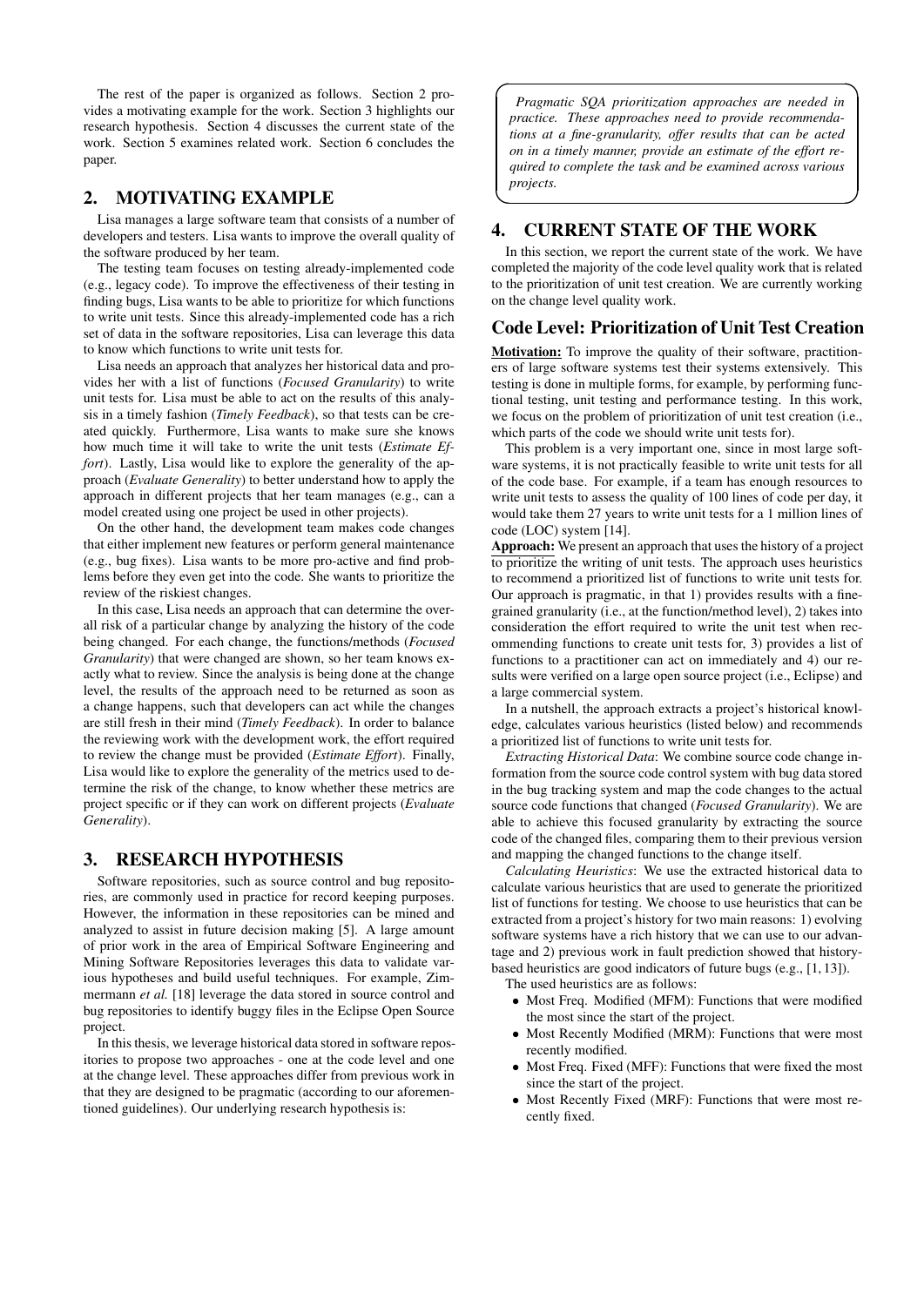The rest of the paper is organized as follows. Section 2 provides a motivating example for the work. Section 3 highlights our research hypothesis. Section 4 discusses the current state of the work. Section 5 examines related work. Section 6 concludes the paper.

## 2. MOTIVATING EXAMPLE

Lisa manages a large software team that consists of a number of developers and testers. Lisa wants to improve the overall quality of the software produced by her team.

The testing team focuses on testing already-implemented code (e.g., legacy code). To improve the effectiveness of their testing in finding bugs, Lisa wants to be able to prioritize for which functions to write unit tests. Since this already-implemented code has a rich set of data in the software repositories, Lisa can leverage this data to know which functions to write unit tests for.

Lisa needs an approach that analyzes her historical data and provides her with a list of functions (*Focused Granularity*) to write unit tests for. Lisa must be able to act on the results of this analysis in a timely fashion (*Timely Feedback*), so that tests can be created quickly. Furthermore, Lisa wants to make sure she knows how much time it will take to write the unit tests (*Estimate Effort*). Lastly, Lisa would like to explore the generality of the approach (*Evaluate Generality*) to better understand how to apply the approach in different projects that her team manages (e.g., can a model created using one project be used in other projects).

On the other hand, the development team makes code changes that either implement new features or perform general maintenance (e.g., bug fixes). Lisa wants to be more pro-active and find problems before they even get into the code. She wants to prioritize the review of the riskiest changes.

In this case, Lisa needs an approach that can determine the overall risk of a particular change by analyzing the history of the code being changed. For each change, the functions/methods (*Focused Granularity*) that were changed are shown, so her team knows exactly what to review. Since the analysis is being done at the change level, the results of the approach need to be returned as soon as a change happens, such that developers can act while the changes are still fresh in their mind (*Timely Feedback*). In order to balance the reviewing work with the development work, the effort required to review the change must be provided (*Estimate Effort*). Finally, Lisa would like to explore the generality of the metrics used to determine the risk of the change, to know whether these metrics are project specific or if they can work on different projects (*Evaluate Generality*).

## 3. RESEARCH HYPOTHESIS

Software repositories, such as source control and bug repositories, are commonly used in practice for record keeping purposes. However, the information in these repositories can be mined and analyzed to assist in future decision making [5]. A large amount of prior work in the area of Empirical Software Engineering and Mining Software Repositories leverages this data to validate various hypotheses and build useful techniques. For example, Zimmermann *et al.* [18] leverage the data stored in source control and bug repositories to identify buggy files in the Eclipse Open Source project.

In this thesis, we leverage historical data stored in software repositories to propose two approaches - one at the code level and one at the change level. These approaches differ from previous work in that they are designed to be pragmatic (according to our aforementioned guidelines). Our underlying research hypothesis is:

> *Pragmatic SQA prioritization approaches are needed in practice. These approaches need to provide recommendations at a fine-granularity, offer results that can be acted on in a timely manner, provide an estimate of the effort required to complete the task and be examined across various projects.*

## 4. CURRENT STATE OF THE WORK

In this section, we report the current state of the work. We have completed the majority of the code level quality work that is related to the prioritization of unit test creation. We are currently working on the change level quality work.

### Code Level: Prioritization of Unit Test Creation

**Motivation:** To improve the quality of their software, practitioners of large software systems test their systems extensively. This testing is done in multiple forms, for example, by performing functional testing, unit testing and performance testing. In this work, we focus on the problem of prioritization of unit test creation (i.e., which parts of the code we should write unit tests for).

This problem is a very important one, since in most large software systems, it is not practically feasible to write unit tests for all of the code base. For example, if a team has enough resources to write unit tests to assess the quality of 100 lines of code per day, it would take them 27 years to write unit tests for a 1 million lines of code (LOC) system [14].

**Approach:** We present an approach that uses the history of a project to prioritize the writing of unit tests. The approach uses heuristics to recommend a prioritized list of functions to write unit tests for. Our approach is pragmatic, in that 1) provides results with a fine-grained granularity (i.e., at the function/method level), 2) takes into consideration the effort required to write the unit test when recommending functions to create unit tests for, 3) provides a list of functions to a practitioner can act on immediately and 4) our results were verified on a large open source project (i.e., Eclipse) and a large commercial system.

In a nutshell, the approach extracts a project's historical knowledge, calculates various heuristics (listed below) and recommends a prioritized list of functions to write unit tests for.

*Extracting Historical Data*: We combine source code change information from the source code control system with bug data stored in the bug tracking system and map the code changes to the actual source code functions that changed (*Focused Granularity*). We are able to achieve this focused granularity by extracting the source code of the changed files, comparing them to their previous version and mapping the changed functions to the change itself.

*Calculating Heuristics*: We use the extracted historical data to calculate various heuristics that are used to generate the prioritized list of functions for testing. We choose to use heuristics that can be extracted from a project's history for two main reasons: 1) evolving software systems have a rich history that we can use to our advantage and 2) previous work in fault prediction showed that history-based heuristics are good indicators of future bugs (e.g., [1, 13]).

The used heuristics are as follows:

- Most Freq. Modified (MFM): Functions that were modified the most since the start of the project.
- Most Recently Modified (MRM): Functions that were most recently modified.
- Most Freq. Fixed (MFF): Functions that were fixed the most since the start of the project.
- Most Recently Fixed (MRF): Functions that were most recently fixed.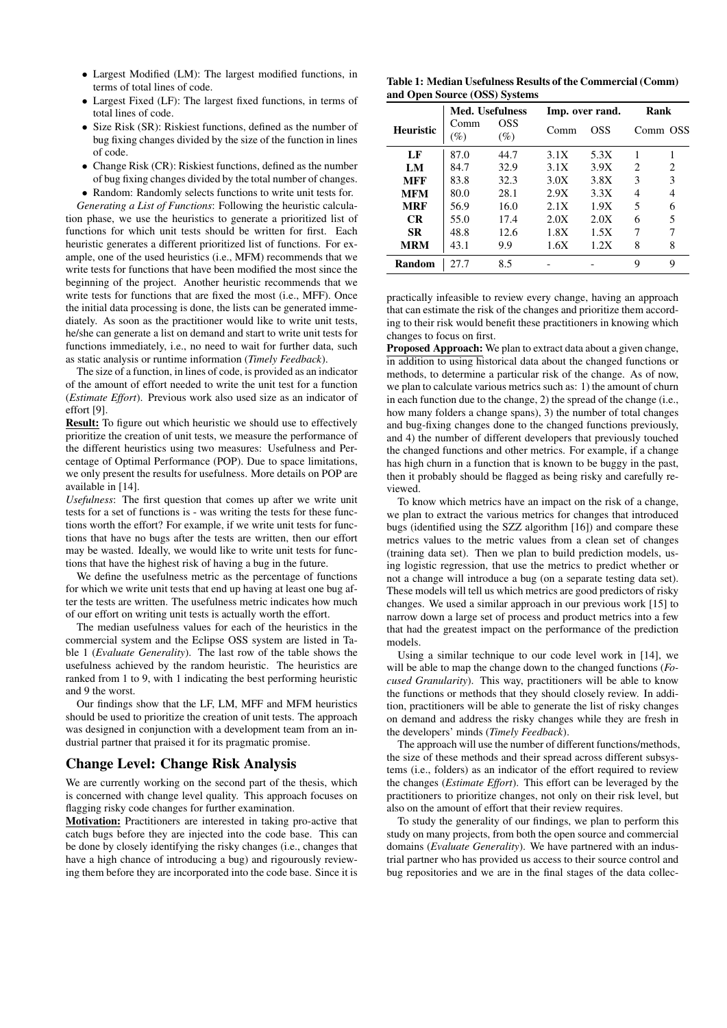- Largest Modified (LM): The largest modified functions, in terms of total lines of code.
- Largest Fixed (LF): The largest fixed functions, in terms of total lines of code.
- Size Risk (SR): Riskiest functions, defined as the number of bug fixing changes divided by the size of the function in lines of code.
- Change Risk (CR): Riskiest functions, defined as the number of bug fixing changes divided by the total number of changes.
- Random: Randomly selects functions to write unit tests for.

*Generating a List of Functions*: Following the heuristic calculation phase, we use the heuristics to generate a prioritized list of functions for which unit tests should be written for first. Each heuristic generates a different prioritized list of functions. For example, one of the used heuristics (i.e., MFM) recommends that we write tests for functions that have been modified the most since the beginning of the project. Another heuristic recommends that we write tests for functions that are fixed the most (i.e., MFF). Once the initial data processing is done, the lists can be generated immediately. As soon as the practitioner would like to write unit tests, he/she can generate a list on demand and start to write unit tests for functions immediately, i.e., no need to wait for further data, such as static analysis or runtime information (*Timely Feedback*).

The size of a function, in lines of code, is provided as an indicator of the amount of effort needed to write the unit test for a function (*Estimate Effort*). Previous work also used size as an indicator of effort [9].

**Result:** To figure out which heuristic we should use to effectively prioritize the creation of unit tests, we measure the performance of the different heuristics using two measures: Usefulness and Percentage of Optimal Performance (POP). Due to space limitations, we only present the results for usefulness. More details on POP are available in [14].

*Usefulness*: The first question that comes up after we write unit tests for a set of functions is - was writing the tests for these functions worth the effort? For example, if we write unit tests for functions that have no bugs after the tests are written, then our effort may be wasted. Ideally, we would like to write unit tests for functions that have the highest risk of having a bug in the future.

We define the usefulness metric as the percentage of functions for which we write unit tests that end up having at least one bug after the tests are written. The usefulness metric indicates how much of our effort on writing unit tests is actually worth the effort.

The median usefulness values for each of the heuristics in the commercial system and the Eclipse OSS system are listed in Table 1 (*Evaluate Generality*). The last row of the table shows the usefulness achieved by the random heuristic. The heuristics are ranked from 1 to 9, with 1 indicating the best performing heuristic and 9 the worst.

Our findings show that the LF, LM, MFF and MFM heuristics should be used to prioritize the creation of unit tests. The approach was designed in conjunction with a development team from an industrial partner that praised it for its pragmatic promise.

**Table 1: Median Usefulness Results of the Commercial (Comm) and Open Source (OSS) Systems**

| Heuristic | Med. Usefulness | | Imp. over rand. | | Rank | |
|---|---|---|---|---|---|---|
| | Comm (%) | OSS (%) | Comm | OSS | Comm | OSS |
| **LF** | 87.0 | 44.7 | 3.1X | 5.3X | 1 | 1 |
| **LM** | 84.7 | 32.9 | 3.1X | 3.9X | 2 | 2 |
| **MFF** | 83.8 | 32.3 | 3.0X | 3.8X | 3 | 3 |
| **MFM** | 80.0 | 28.1 | 2.9X | 3.3X | 4 | 4 |
| **MRF** | 56.9 | 16.0 | 2.1X | 1.9X | 5 | 6 |
| **CR** | 55.0 | 17.4 | 2.0X | 2.0X | 6 | 5 |
| **SR** | 48.8 | 12.6 | 1.8X | 1.5X | 7 | 7 |
| **MRM** | 43.1 | 9.9 | 1.6X | 1.2X | 8 | 8 |
| **Random** | 27.7 | 8.5 | - | - | 9 | 9 |

## Change Level: Change Risk Analysis

We are currently working on the second part of the thesis, which is concerned with change level quality. This approach focuses on flagging risky code changes for further examination.

**Motivation:** Practitioners are interested in taking pro-active that catch bugs before they are injected into the code base. This can be done by closely identifying the risky changes (i.e., changes that have a high chance of introducing a bug) and rigourously reviewing them before they are incorporated into the code base. Since it is practically infeasible to review every change, having an approach that can estimate the risk of the changes and prioritize them according to their risk would benefit these practitioners in knowing which changes to focus on first.

**Proposed Approach:** We plan to extract data about a given change, in addition to using historical data about the changed functions or methods, to determine a particular risk of the change. As of now, we plan to calculate various metrics such as: 1) the amount of churn in each function due to the change, 2) the spread of the change (i.e., how many folders a change spans), 3) the number of total changes and bug-fixing changes done to the changed functions previously, and 4) the number of different developers that previously touched the changed functions and other metrics. For example, if a change has high churn in a function that is known to be buggy in the past, then it probably should be flagged as being risky and carefully reviewed.

To know which metrics have an impact on the risk of a change, we plan to extract the various metrics for changes that introduced bugs (identified using the SZZ algorithm [16]) and compare these metrics values to the metric values from a clean set of changes (training data set). Then we plan to build prediction models, using logistic regression, that use the metrics to predict whether or not a change will introduce a bug (on a separate testing data set). These models will tell us which metrics are good predictors of risky changes. We used a similar approach in our previous work [15] to narrow down a large set of process and product metrics into a few that had the greatest impact on the performance of the prediction models.

Using a similar technique to our code level work in [14], we will be able to map the change down to the changed functions (*Focused Granularity*). This way, practitioners will be able to know the functions or methods that they should closely review. In addition, practitioners will be able to generate the list of risky changes on demand and address the risky changes while they are fresh in the developers' minds (*Timely Feedback*).

The approach will use the number of different functions/methods, the size of these methods and their spread across different subsystems (i.e., folders) as an indicator of the effort required to review the changes (*Estimate Effort*). This effort can be leveraged by the practitioners to prioritize changes, not only on their risk level, but also on the amount of effort that their review requires.

To study the generality of our findings, we plan to perform this study on many projects, from both the open source and commercial domains (*Evaluate Generality*). We have partnered with an industrial partner who has provided us access to their source control and bug repositories and we are in the final stages of the data collec-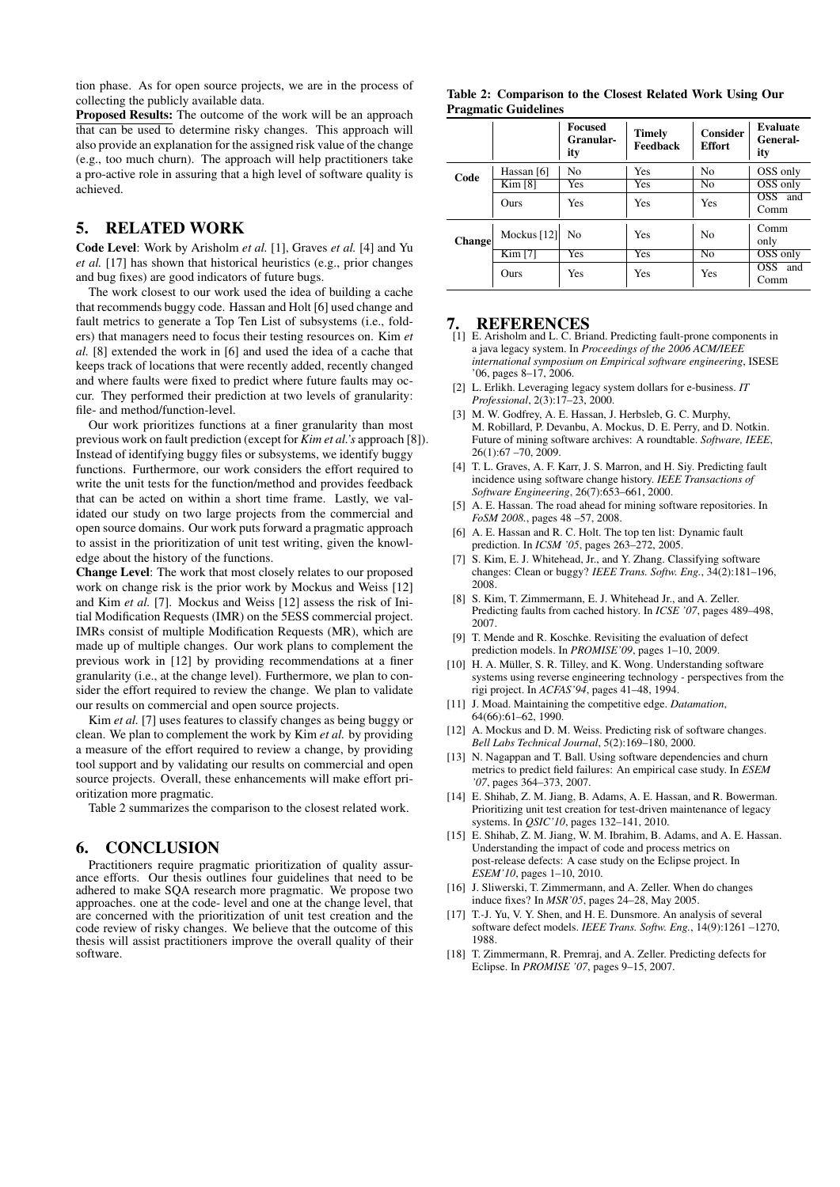tion phase. As for open source projects, we are in the process of collecting the publicly available data.

**Proposed Results:** The outcome of the work will be an approach that can be used to determine risky changes. This approach will also provide an explanation for the assigned risk value of the change (e.g., too much churn). The approach will help practitioners take a pro-active role in assuring that a high level of software quality is achieved.

## 5. RELATED WORK

**Code Level**: Work by Arisholm *et al.* [1], Graves *et al.* [4] and Yu *et al.* [17] has shown that historical heuristics (e.g., prior changes and bug fixes) are good indicators of future bugs.

The work closest to our work used the idea of building a cache that recommends buggy code. Hassan and Holt [6] used change and fault metrics to generate a Top Ten List of subsystems (i.e., folders) that managers need to focus their testing resources on. Kim *et al.* [8] extended the work in [6] and used the idea of a cache that keeps track of locations that were recently added, recently changed and where faults were fixed to predict where future faults may occur. They performed their prediction at two levels of granularity: file- and method/function-level.

Our work prioritizes functions at a finer granularity than most previous work on fault prediction (except for *Kim et al.'s* approach [8]). Instead of identifying buggy files or subsystems, we identify buggy functions. Furthermore, our work considers the effort required to write the unit tests for the function/method and provides feedback that can be acted on within a short time frame. Lastly, we validated our study on two large projects from the commercial and open source domains. Our work puts forward a pragmatic approach to assist in the prioritization of unit test writing, given the knowledge about the history of the functions.

**Change Level**: The work that most closely relates to our proposed work on change risk is the prior work by Mockus and Weiss [12] and Kim *et al.* [7]. Mockus and Weiss [12] assess the risk of Initial Modification Requests (IMR) on the 5ESS commercial project. IMRs consist of multiple Modification Requests (MR), which are made up of multiple changes. Our work plans to complement the previous work in [12] by providing recommendations at a finer granularity (i.e., at the change level). Furthermore, we plan to consider the effort required to review the change. We plan to validate our results on commercial and open source projects.

Kim *et al.* [7] uses features to classify changes as being buggy or clean. We plan to complement the work by Kim *et al.* by providing a measure of the effort required to review a change, by providing tool support and by validating our results on commercial and open source projects. Overall, these enhancements will make effort prioritization more pragmatic.

Table 2 summarizes the comparison to the closest related work.

## 6. CONCLUSION

Practitioners require pragmatic prioritization of quality assurance efforts. Our thesis outlines four guidelines that need to be adhered to make SQA research more pragmatic. We propose two approaches. one at the code- level and one at the change level, that are concerned with the prioritization of unit test creation and the code review of risky changes. We believe that the outcome of this thesis will assist practitioners improve the overall quality of their software.

**Table 2: Comparison to the Closest Related Work Using Our Pragmatic Guidelines**

| | | Focused Granularity | Timely Feedback | Consider Effort | Evaluate Generality |
|---|---|---|---|---|---|
| **Code** | Hassan [6] | No | Yes | No | OSS only |
| | Kim [8] | Yes | Yes | No | OSS only |
| | Ours | Yes | Yes | Yes | OSS and Comm |
| **Change** | Mockus [12] | No | Yes | No | Comm only |
| | Kim [7] | Yes | Yes | No | OSS only |
| | Ours | Yes | Yes | Yes | OSS and Comm |

## 7. REFERENCES

[1] E. Arisholm and L. C. Briand. Predicting fault-prone components in a java legacy system. In *Proceedings of the 2006 ACM/IEEE international symposium on Empirical software engineering*, ISESE '06, pages 8–17, 2006.

[2] L. Erlikh. Leveraging legacy system dollars for e-business. *IT Professional*, 2(3):17–23, 2000.

[3] M. W. Godfrey, A. E. Hassan, J. Herbsleb, G. C. Murphy, M. Robillard, P. Devanbu, A. Mockus, D. E. Perry, and D. Notkin. Future of mining software archives: A roundtable. *Software, IEEE*, 26(1):67 –70, 2009.

[4] T. L. Graves, A. F. Karr, J. S. Marron, and H. Siy. Predicting fault incidence using software change history. *IEEE Transactions of Software Engineering*, 26(7):653–661, 2000.

[5] A. E. Hassan. The road ahead for mining software repositories. In *FoSM 2008.*, pages 48 –57, 2008.

[6] A. E. Hassan and R. C. Holt. The top ten list: Dynamic fault prediction. In *ICSM '05*, pages 263–272, 2005.

[7] S. Kim, E. J. Whitehead, Jr., and Y. Zhang. Classifying software changes: Clean or buggy? *IEEE Trans. Softw. Eng.*, 34(2):181–196, 2008.

[8] S. Kim, T. Zimmermann, E. J. Whitehead Jr., and A. Zeller. Predicting faults from cached history. In *ICSE '07*, pages 489–498, 2007.

[9] T. Mende and R. Koschke. Revisiting the evaluation of defect prediction models. In *PROMISE'09*, pages 1–10, 2009.

[10] H. A. Müller, S. R. Tilley, and K. Wong. Understanding software systems using reverse engineering technology - perspectives from the rigi project. In *ACFAS'94*, pages 41–48, 1994.

[11] J. Moad. Maintaining the competitive edge. *Datamation*, 64(66):61–62, 1990.

[12] A. Mockus and D. M. Weiss. Predicting risk of software changes. *Bell Labs Technical Journal*, 5(2):169–180, 2000.

[13] N. Nagappan and T. Ball. Using software dependencies and churn metrics to predict field failures: An empirical case study. In *ESEM '07*, pages 364–373, 2007.

[14] E. Shihab, Z. M. Jiang, B. Adams, A. E. Hassan, and R. Bowerman. Prioritizing unit test creation for test-driven maintenance of legacy systems. In *QSIC'10*, pages 132–141, 2010.

[15] E. Shihab, Z. M. Jiang, W. M. Ibrahim, B. Adams, and A. E. Hassan. Understanding the impact of code and process metrics on post-release defects: A case study on the Eclipse project. In *ESEM'10*, pages 1–10, 2010.

[16] J. Sliwerski, T. Zimmermann, and A. Zeller. When do changes induce fixes? In *MSR'05*, pages 24–28, May 2005.

[17] T.-J. Yu, V. Y. Shen, and H. E. Dunsmore. An analysis of several software defect models. *IEEE Trans. Softw. Eng.*, 14(9):1261 –1270, 1988.

[18] T. Zimmermann, R. Premraj, and A. Zeller. Predicting defects for Eclipse. In *PROMISE '07*, pages 9–15, 2007.